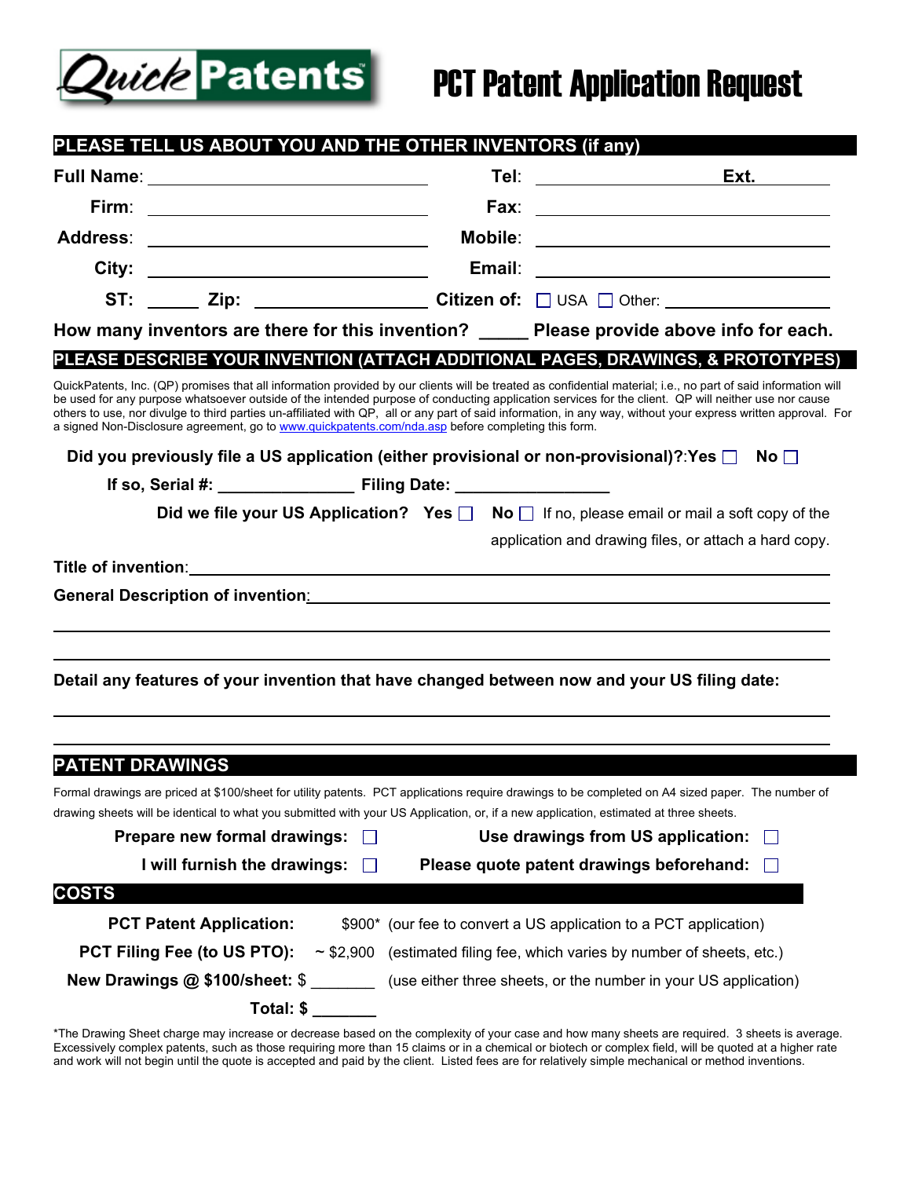# QuickPatents

# PCT Patent Application Request

## PLEASE TELL US ABOUT YOU AND THE OTHER INVENTORS (if any)

**Full Name**: ____________________ **Tel**: ____________ **Ext.** ______

**Firm**: ____________________ **Fax**: ____________________

**Address**: ____________________ **Mobile**: ____________________

**City**: ____________________ **Email**: ____________________

**ST**: ______ **Zip**: ____________ **Citizen of**: ☐ USA ☐ Other: ____________

**How many inventors are there for this invention?** _____ **Please provide above info for each.**

## PLEASE DESCRIBE YOUR INVENTION (ATTACH ADDITIONAL PAGES, DRAWINGS, & PROTOTYPES)

QuickPatents, Inc. (QP) promises that all information provided by our clients will be treated as confidential material; i.e., no part of said information will be used for any purpose whatsoever outside of the intended purpose of conducting application services for the client. QP will neither use nor cause others to use, nor divulge to third parties un-affiliated with QP, all or any part of said information, in any way, without your express written approval. For a signed Non-Disclosure agreement, go to www.quickpatents.com/nda.asp before completing this form.

**Did you previously file a US application (either provisional or non-provisional)?**:**Yes** ☐ **No** ☐

**If so, Serial #:** ______________ **Filing Date:** ________________

**Did we file your US Application?** **Yes** ☐ **No** ☐ If no, please email or mail a soft copy of the application and drawing files, or attach a hard copy.

**Title of invention**: ____________________________________________

**General Description of invention**: ____________________________________________

____________________________________________

____________________________________________

**Detail any features of your invention that have changed between now and your US filing date:**

____________________________________________

____________________________________________

## PATENT DRAWINGS

Formal drawings are priced at $100/sheet for utility patents. PCT applications require drawings to be completed on A4 sized paper. The number of drawing sheets will be identical to what you submitted with your US Application, or, if a new application, estimated at three sheets.

**Prepare new formal drawings:** ☐ **Use drawings from US application:** ☐

**I will furnish the drawings:** ☐ **Please quote patent drawings beforehand:** ☐

## COSTS

| | | |
|---|---|---|
| **PCT Patent Application:** | $900* | (our fee to convert a US application to a PCT application) |
| **PCT Filing Fee (to US PTO):** | ~ $2,900 | (estimated filing fee, which varies by number of sheets, etc.) |
| **New Drawings @ $100/sheet:** | $ _______ | (use either three sheets, or the number in your US application) |
| **Total: $** | _______ | |

*The Drawing Sheet charge may increase or decrease based on the complexity of your case and how many sheets are required. 3 sheets is average. Excessively complex patents, such as those requiring more than 15 claims or in a chemical or biotech or complex field, will be quoted at a higher rate and work will not begin until the quote is accepted and paid by the client. Listed fees are for relatively simple mechanical or method inventions.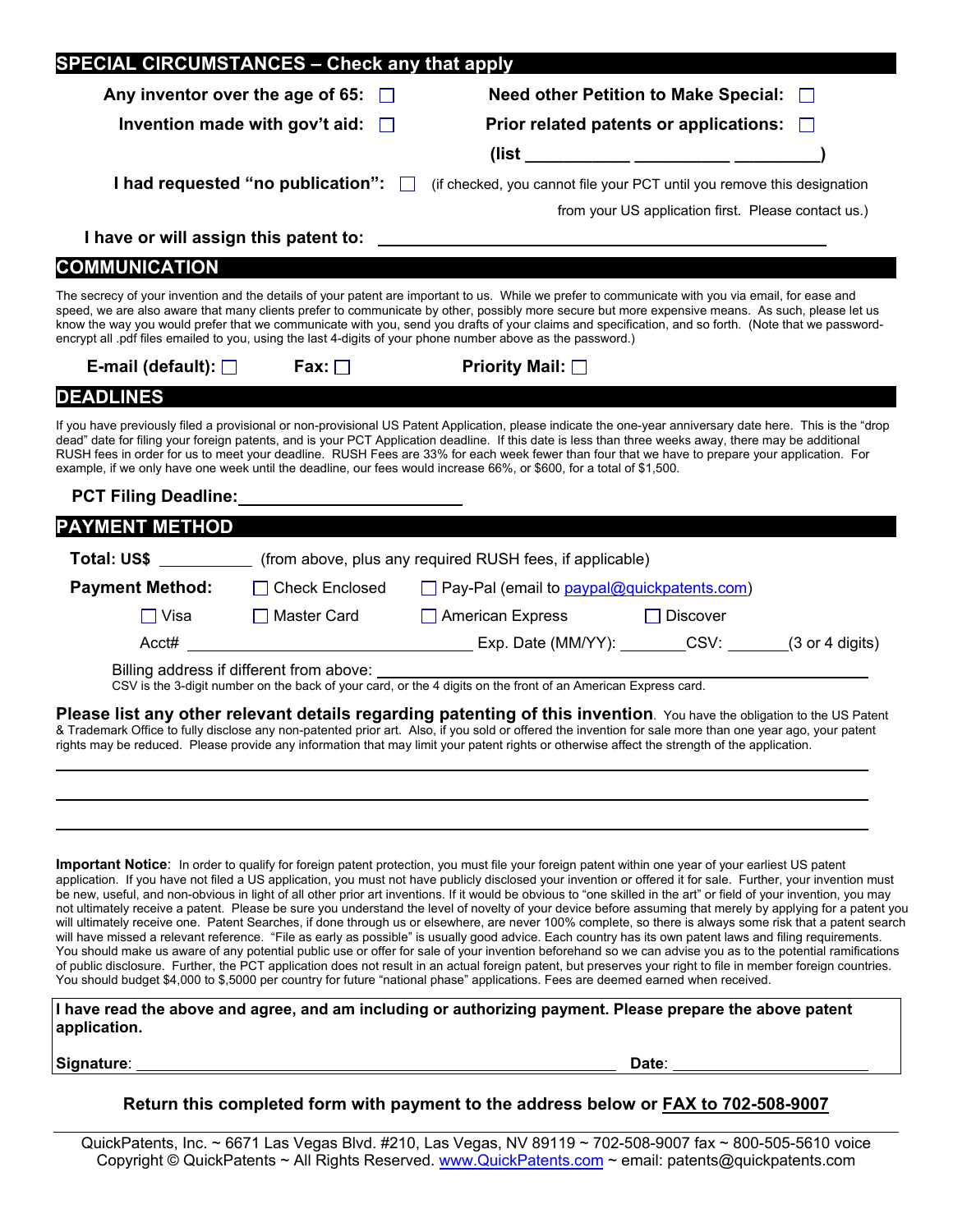## SPECIAL CIRCUMSTANCES – Check any that apply

**Any inventor over the age of 65:** ☐ **Need other Petition to Make Special:** ☐

**Invention made with gov't aid:** ☐ **Prior related patents or applications:** ☐

**(list ___________ __________ _________)**

**I had requested "no publication":** ☐ (if checked, you cannot file your PCT until you remove this designation from your US application first. Please contact us.)

**I have or will assign this patent to:** ______________________________________________

## COMMUNICATION

The secrecy of your invention and the details of your patent are important to us. While we prefer to communicate with you via email, for ease and speed, we are also aware that many clients prefer to communicate by other, possibly more secure but more expensive means. As such, please let us know the way you would prefer that we communicate with you, send you drafts of your claims and specification, and so forth. (Note that we password-encrypt all .pdf files emailed to you, using the last 4-digits of your phone number above as the password.)

**E-mail (default):** ☐ **Fax:** ☐ **Priority Mail:** ☐

## DEADLINES

If you have previously filed a provisional or non-provisional US Patent Application, please indicate the one-year anniversary date here. This is the "drop dead" date for filing your foreign patents, and is your PCT Application deadline. If this date is less than three weeks away, there may be additional RUSH fees in order for us to meet your deadline. RUSH Fees are 33% for each week fewer than four that we have to prepare your application. For example, if we only have one week until the deadline, our fees would increase 66%, or $600, for a total of $1,500.

**PCT Filing Deadline:** ________________________

## PAYMENT METHOD

**Total: US$** __________ (from above, plus any required RUSH fees, if applicable)

**Payment Method:** ☐ Check Enclosed ☐ Pay-Pal (email to paypal@quickpatents.com)

☐ Visa ☐ Master Card ☐ American Express ☐ Discover

Acct# ______________________________ Exp. Date (MM/YY): ________ CSV: _______ (3 or 4 digits)

Billing address if different from above: ______________________________________________

CSV is the 3-digit number on the back of your card, or the 4 digits on the front of an American Express card.

**Please list any other relevant details regarding patenting of this invention**. You have the obligation to the US Patent & Trademark Office to fully disclose any non-patented prior art. Also, if you sold or offered the invention for sale more than one year ago, your patent rights may be reduced. Please provide any information that may limit your patent rights or otherwise affect the strength of the application.

______________________________________________________________________________

______________________________________________________________________________

______________________________________________________________________________

**Important Notice**: In order to qualify for foreign patent protection, you must file your foreign patent within one year of your earliest US patent application. If you have not filed a US application, you must not have publicly disclosed your invention or offered it for sale. Further, your invention must be new, useful, and non-obvious in light of all other prior art inventions. If it would be obvious to "one skilled in the art" or field of your invention, you may not ultimately receive a patent. Please be sure you understand the level of novelty of your device before assuming that merely by applying for a patent you will ultimately receive one. Patent Searches, if done through us or elsewhere, are never 100% complete, so there is always some risk that a patent search will have missed a relevant reference. "File as early as possible" is usually good advice. Each country has its own patent laws and filing requirements. You should make us aware of any potential public use or offer for sale of your invention beforehand so we can advise you as to the potential ramifications of public disclosure. Further, the PCT application does not result in an actual foreign patent, but preserves your right to file in member foreign countries. You should budget $4,000 to $,5000 per country for future "national phase" applications. Fees are deemed earned when received.

**I have read the above and agree, and am including or authorizing payment. Please prepare the above patent application.**

**Signature**: ______________________________________________ **Date**: ____________________

**Return this completed form with payment to the address below or FAX to 702-508-9007**

QuickPatents, Inc. ~ 6671 Las Vegas Blvd. #210, Las Vegas, NV 89119 ~ 702-508-9007 fax ~ 800-505-5610 voice
Copyright © QuickPatents ~ All Rights Reserved. www.QuickPatents.com ~ email: patents@quickpatents.com